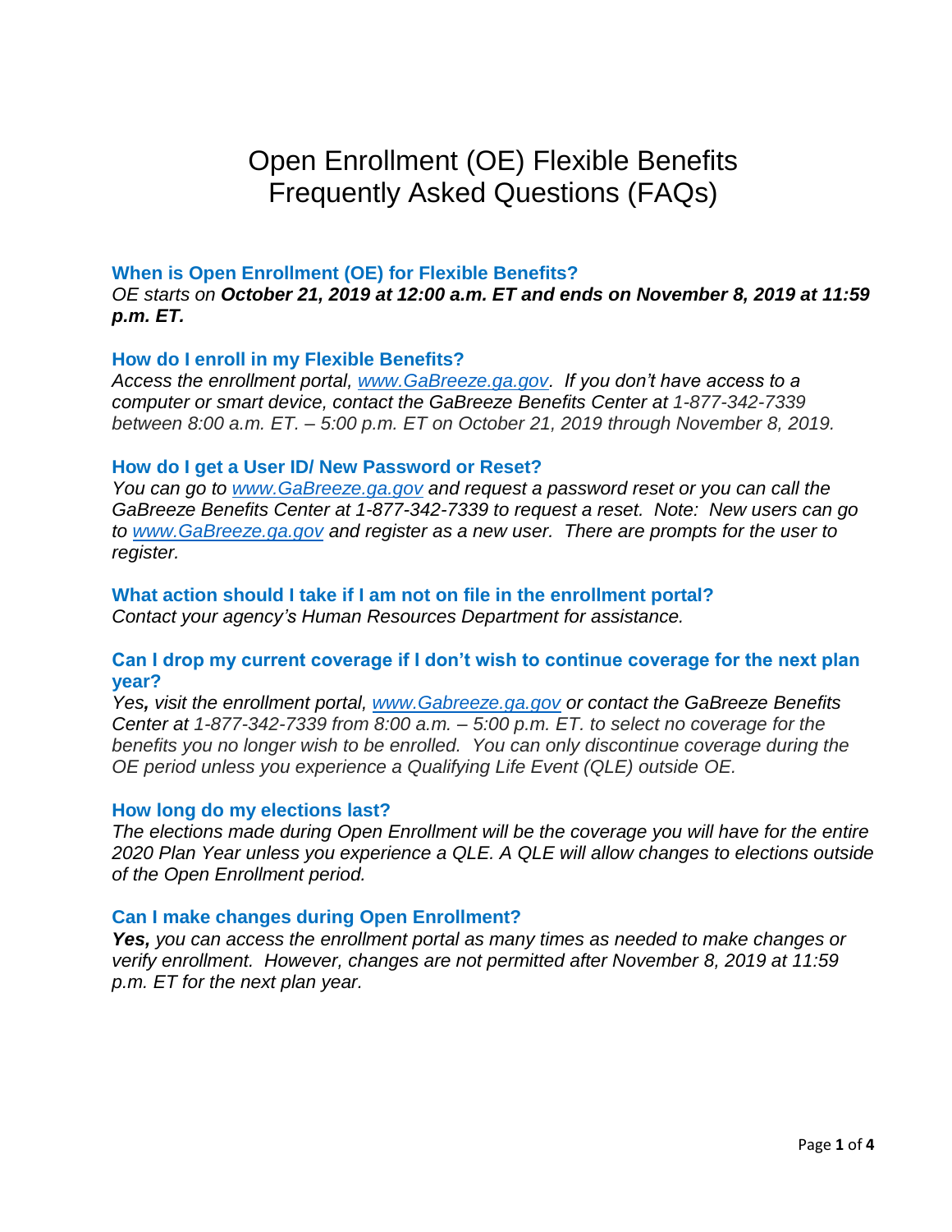# Open Enrollment (OE) Flexible Benefits Frequently Asked Questions (FAQs)

### When is Open Enrollment (OE) for Flexible Benefits?

*OE starts on **October 21, 2019 at 12:00 a.m. ET and ends on November 8, 2019 at 11:59 p.m. ET.***

### How do I enroll in my Flexible Benefits?

*Access the enrollment portal, [www.GaBreeze.ga.gov](http://www.GaBreeze.ga.gov). If you don't have access to a computer or smart device, contact the GaBreeze Benefits Center at 1-877-342-7339 between 8:00 a.m. ET. – 5:00 p.m. ET on October 21, 2019 through November 8, 2019.*

### How do I get a User ID/ New Password or Reset?

*You can go to [www.GaBreeze.ga.gov](http://www.GaBreeze.ga.gov) and request a password reset or you can call the GaBreeze Benefits Center at 1-877-342-7339 to request a reset. Note: New users can go to [www.GaBreeze.ga.gov](http://www.GaBreeze.ga.gov) and register as a new user. There are prompts for the user to register.*

### What action should I take if I am not on file in the enrollment portal?

*Contact your agency's Human Resources Department for assistance.*

### Can I drop my current coverage if I don't wish to continue coverage for the next plan year?

*Yes, visit the enrollment portal, [www.Gabreeze.ga.gov](http://www.Gabreeze.ga.gov) or contact the GaBreeze Benefits Center at 1-877-342-7339 from 8:00 a.m. – 5:00 p.m. ET. to select no coverage for the benefits you no longer wish to be enrolled. You can only discontinue coverage during the OE period unless you experience a Qualifying Life Event (QLE) outside OE.*

### How long do my elections last?

*The elections made during Open Enrollment will be the coverage you will have for the entire 2020 Plan Year unless you experience a QLE. A QLE will allow changes to elections outside of the Open Enrollment period.*

### Can I make changes during Open Enrollment?

***Yes,** you can access the enrollment portal as many times as needed to make changes or verify enrollment. However, changes are not permitted after November 8, 2019 at 11:59 p.m. ET for the next plan year.*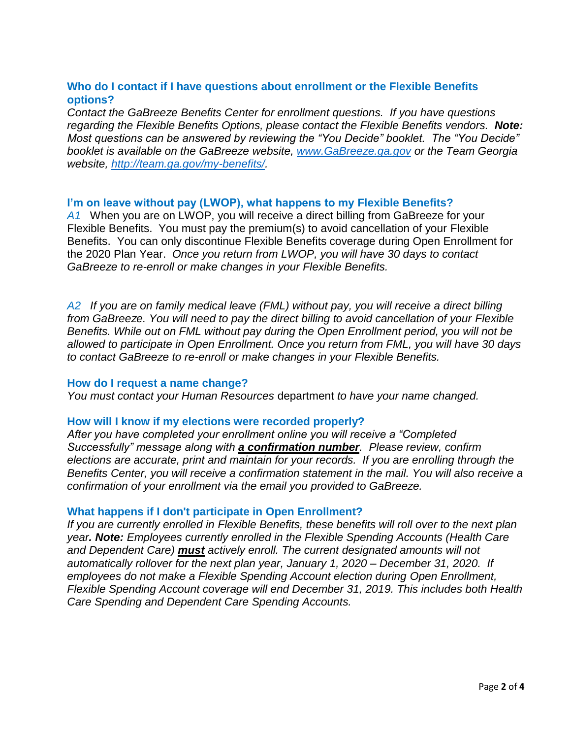### Who do I contact if I have questions about enrollment or the Flexible Benefits options?

*Contact the GaBreeze Benefits Center for enrollment questions. If you have questions regarding the Flexible Benefits Options, please contact the Flexible Benefits vendors.* ***Note:*** *Most questions can be answered by reviewing the "You Decide" booklet. The "You Decide" booklet is available on the GaBreeze website, [www.GaBreeze.ga.gov](www.GaBreeze.ga.gov) or the Team Georgia website, [http://team.ga.gov/my-benefits/](http://team.ga.gov/my-benefits/).*

### I'm on leave without pay (LWOP), what happens to my Flexible Benefits?

*A1* When you are on LWOP, you will receive a direct billing from GaBreeze for your Flexible Benefits. You must pay the premium(s) to avoid cancellation of your Flexible Benefits. You can only discontinue Flexible Benefits coverage during Open Enrollment for the 2020 Plan Year. *Once you return from LWOP, you will have 30 days to contact GaBreeze to re-enroll or make changes in your Flexible Benefits.*

*A2 If you are on family medical leave (FML) without pay, you will receive a direct billing from GaBreeze. You will need to pay the direct billing to avoid cancellation of your Flexible Benefits. While out on FML without pay during the Open Enrollment period, you will not be allowed to participate in Open Enrollment. Once you return from FML, you will have 30 days to contact GaBreeze to re-enroll or make changes in your Flexible Benefits.*

### How do I request a name change?

*You must contact your Human Resources* department *to have your name changed.*

### How will I know if my elections were recorded properly?

*After you have completed your enrollment online you will receive a "Completed Successfully" message along with* ***a confirmation number****. Please review, confirm elections are accurate, print and maintain for your records. If you are enrolling through the Benefits Center, you will receive a confirmation statement in the mail. You will also receive a confirmation of your enrollment via the email you provided to GaBreeze.*

### What happens if I don't participate in Open Enrollment?

*If you are currently enrolled in Flexible Benefits, these benefits will roll over to the next plan year****. Note:*** *Employees currently enrolled in the Flexible Spending Accounts (Health Care and Dependent Care)* ***must*** *actively enroll. The current designated amounts will not automatically rollover for the next plan year, January 1, 2020 – December 31, 2020. If employees do not make a Flexible Spending Account election during Open Enrollment, Flexible Spending Account coverage will end December 31, 2019. This includes both Health Care Spending and Dependent Care Spending Accounts.*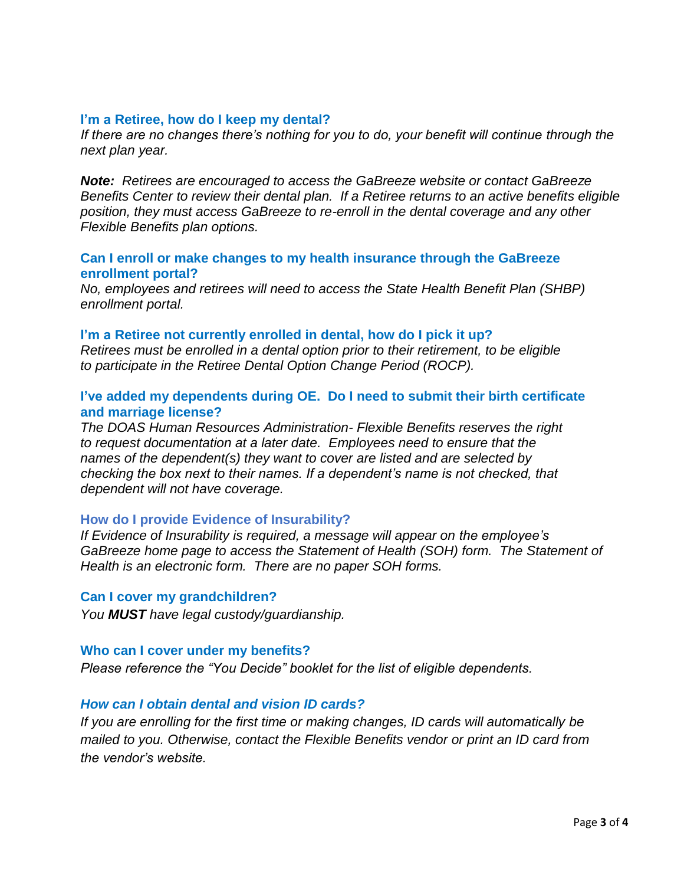### I'm a Retiree, how do I keep my dental?

*If there are no changes there's nothing for you to do, your benefit will continue through the next plan year.*

***Note:*** *Retirees are encouraged to access the GaBreeze website or contact GaBreeze Benefits Center to review their dental plan. If a Retiree returns to an active benefits eligible position, they must access GaBreeze to re-enroll in the dental coverage and any other Flexible Benefits plan options.*

### Can I enroll or make changes to my health insurance through the GaBreeze enrollment portal?

*No, employees and retirees will need to access the State Health Benefit Plan (SHBP) enrollment portal.*

### I'm a Retiree not currently enrolled in dental, how do I pick it up?

*Retirees must be enrolled in a dental option prior to their retirement, to be eligible to participate in the Retiree Dental Option Change Period (ROCP).*

### I've added my dependents during OE. Do I need to submit their birth certificate and marriage license?

*The DOAS Human Resources Administration- Flexible Benefits reserves the right to request documentation at a later date. Employees need to ensure that the names of the dependent(s) they want to cover are listed and are selected by checking the box next to their names. If a dependent's name is not checked, that dependent will not have coverage.*

### How do I provide Evidence of Insurability?

*If Evidence of Insurability is required, a message will appear on the employee's GaBreeze home page to access the Statement of Health (SOH) form. The Statement of Health is an electronic form. There are no paper SOH forms.*

### Can I cover my grandchildren?

*You **MUST** have legal custody/guardianship.*

### Who can I cover under my benefits?

*Please reference the "You Decide" booklet for the list of eligible dependents.*

### *How can I obtain dental and vision ID cards?*

*If you are enrolling for the first time or making changes, ID cards will automatically be mailed to you. Otherwise, contact the Flexible Benefits vendor or print an ID card from the vendor's website.*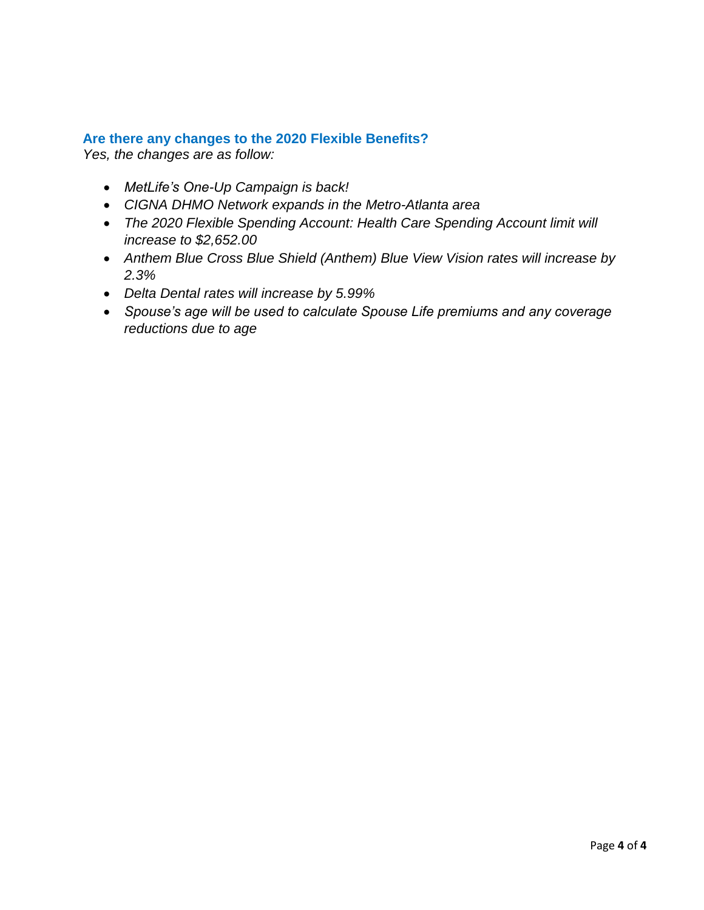### Are there any changes to the 2020 Flexible Benefits?

*Yes, the changes are as follow:*

- *MetLife's One-Up Campaign is back!*
- *CIGNA DHMO Network expands in the Metro-Atlanta area*
- *The 2020 Flexible Spending Account: Health Care Spending Account limit will increase to $2,652.00*
- *Anthem Blue Cross Blue Shield (Anthem) Blue View Vision rates will increase by 2.3%*
- *Delta Dental rates will increase by 5.99%*
- *Spouse's age will be used to calculate Spouse Life premiums and any coverage reductions due to age*